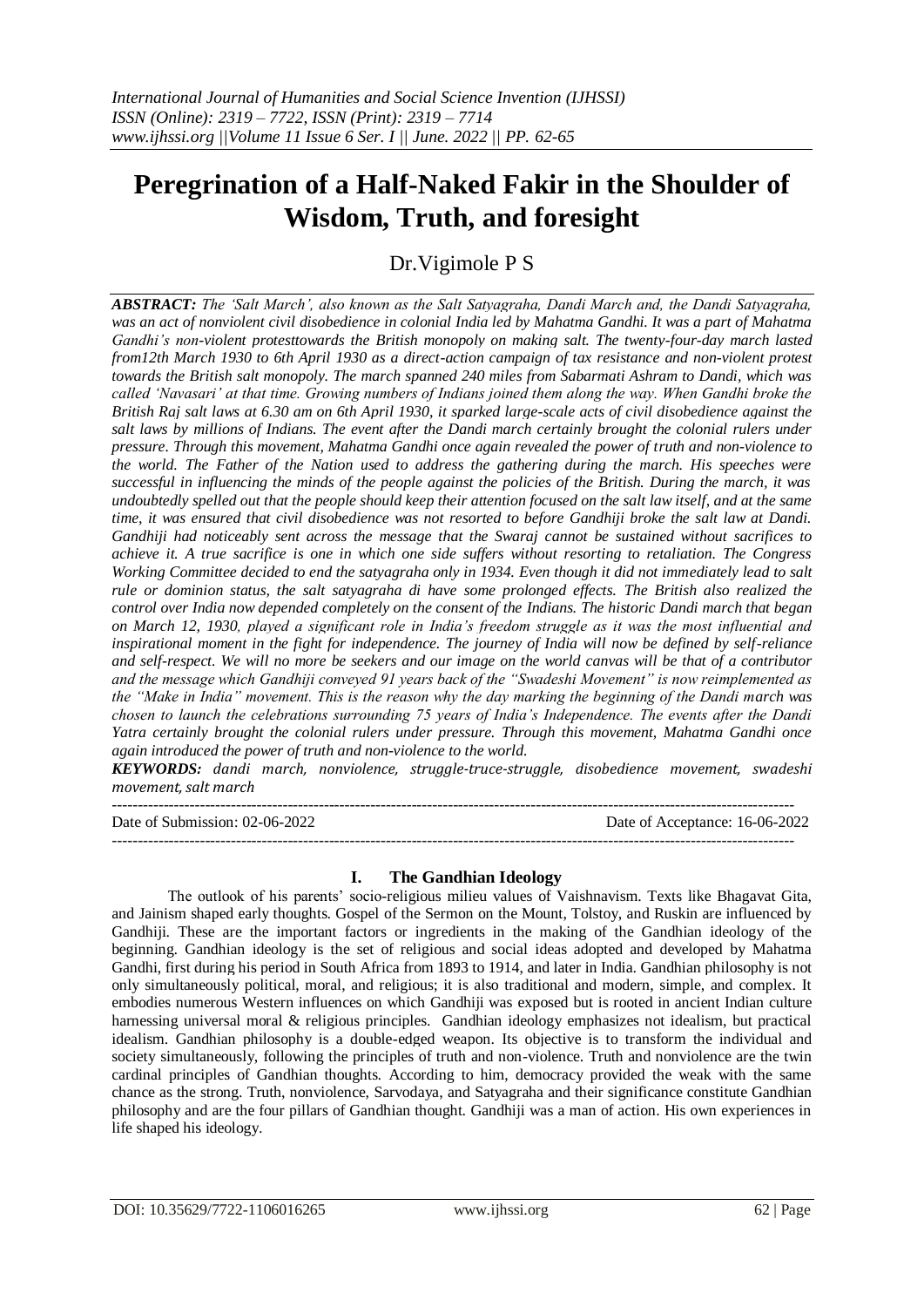# Peregrination of a Half-Naked Fakir in the Shoulder of Wisdom, Truth, and foresight

Dr.Vigimole P S

***ABSTRACT:*** *The 'Salt March', also known as the Salt Satyagraha, Dandi March and, the Dandi Satyagraha, was an act of nonviolent civil disobedience in colonial India led by Mahatma Gandhi. It was a part of Mahatma Gandhi's non-violent protesttowards the British monopoly on making salt. The twenty-four-day march lasted from12th March 1930 to 6th April 1930 as a direct-action campaign of tax resistance and non-violent protest towards the British salt monopoly. The march spanned 240 miles from Sabarmati Ashram to Dandi, which was called 'Navasari' at that time. Growing numbers of Indians joined them along the way. When Gandhi broke the British Raj salt laws at 6.30 am on 6th April 1930, it sparked large-scale acts of civil disobedience against the salt laws by millions of Indians. The event after the Dandi march certainly brought the colonial rulers under pressure. Through this movement, Mahatma Gandhi once again revealed the power of truth and non-violence to the world. The Father of the Nation used to address the gathering during the march. His speeches were successful in influencing the minds of the people against the policies of the British. During the march, it was undoubtedly spelled out that the people should keep their attention focused on the salt law itself, and at the same time, it was ensured that civil disobedience was not resorted to before Gandhiji broke the salt law at Dandi. Gandhiji had noticeably sent across the message that the Swaraj cannot be sustained without sacrifices to achieve it. A true sacrifice is one in which one side suffers without resorting to retaliation. The Congress Working Committee decided to end the satyagraha only in 1934. Even though it did not immediately lead to salt rule or dominion status, the salt satyagraha di have some prolonged effects. The British also realized the control over India now depended completely on the consent of the Indians. The historic Dandi march that began on March 12, 1930, played a significant role in India's freedom struggle as it was the most influential and inspirational moment in the fight for independence. The journey of India will now be defined by self-reliance and self-respect. We will no more be seekers and our image on the world canvas will be that of a contributor and the message which Gandhiji conveyed 91 years back of the "Swadeshi Movement" is now reimplemented as the "Make in India" movement. This is the reason why the day marking the beginning of the Dandi march was chosen to launch the celebrations surrounding 75 years of India's Independence. The events after the Dandi Yatra certainly brought the colonial rulers under pressure. Through this movement, Mahatma Gandhi once again introduced the power of truth and non-violence to the world.*

***KEYWORDS:*** *dandi march, nonviolence, struggle-truce-struggle, disobedience movement, swadeshi movement, salt march*

---

Date of Submission: 02-06-2022 Date of Acceptance: 16-06-2022

---

## I. The Gandhian Ideology

The outlook of his parents' socio-religious milieu values of Vaishnavism. Texts like Bhagavat Gita, and Jainism shaped early thoughts. Gospel of the Sermon on the Mount, Tolstoy, and Ruskin are influenced by Gandhiji. These are the important factors or ingredients in the making of the Gandhian ideology of the beginning. Gandhian ideology is the set of religious and social ideas adopted and developed by Mahatma Gandhi, first during his period in South Africa from 1893 to 1914, and later in India. Gandhian philosophy is not only simultaneously political, moral, and religious; it is also traditional and modern, simple, and complex. It embodies numerous Western influences on which Gandhiji was exposed but is rooted in ancient Indian culture harnessing universal moral & religious principles. Gandhian ideology emphasizes not idealism, but practical idealism. Gandhian philosophy is a double-edged weapon. Its objective is to transform the individual and society simultaneously, following the principles of truth and non-violence. Truth and nonviolence are the twin cardinal principles of Gandhian thoughts. According to him, democracy provided the weak with the same chance as the strong. Truth, nonviolence, Sarvodaya, and Satyagraha and their significance constitute Gandhian philosophy and are the four pillars of Gandhian thought. Gandhiji was a man of action. His own experiences in life shaped his ideology.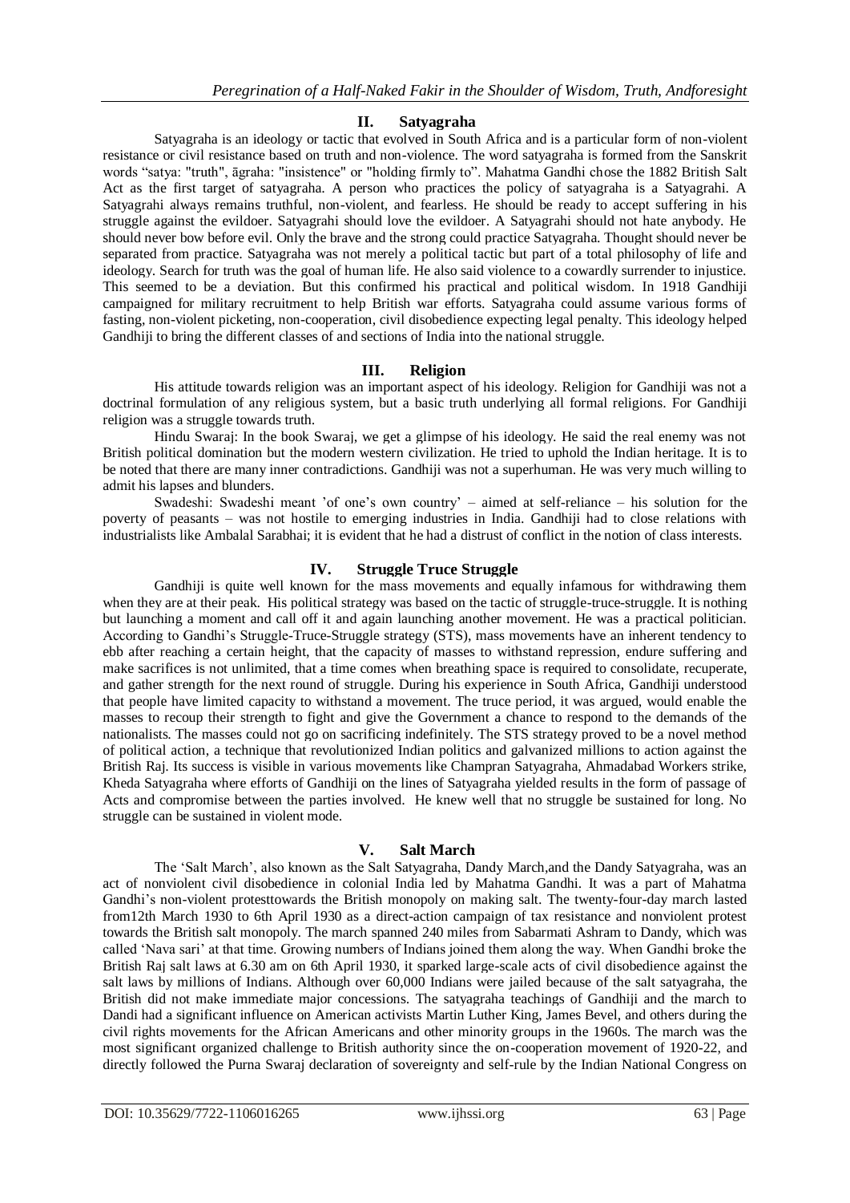## II. Satyagraha

Satyagraha is an ideology or tactic that evolved in South Africa and is a particular form of non-violent resistance or civil resistance based on truth and non-violence. The word satyagraha is formed from the Sanskrit words "satya: "truth", āgraha: "insistence" or "holding firmly to". Mahatma Gandhi chose the 1882 British Salt Act as the first target of satyagraha. A person who practices the policy of satyagraha is a Satyagrahi. A Satyagrahi always remains truthful, non-violent, and fearless. He should be ready to accept suffering in his struggle against the evildoer. Satyagrahi should love the evildoer. A Satyagrahi should not hate anybody. He should never bow before evil. Only the brave and the strong could practice Satyagraha. Thought should never be separated from practice. Satyagraha was not merely a political tactic but part of a total philosophy of life and ideology. Search for truth was the goal of human life. He also said violence to a cowardly surrender to injustice. This seemed to be a deviation. But this confirmed his practical and political wisdom. In 1918 Gandhiji campaigned for military recruitment to help British war efforts. Satyagraha could assume various forms of fasting, non-violent picketing, non-cooperation, civil disobedience expecting legal penalty. This ideology helped Gandhiji to bring the different classes of and sections of India into the national struggle.

## III. Religion

His attitude towards religion was an important aspect of his ideology. Religion for Gandhiji was not a doctrinal formulation of any religious system, but a basic truth underlying all formal religions. For Gandhiji religion was a struggle towards truth.

Hindu Swaraj: In the book Swaraj, we get a glimpse of his ideology. He said the real enemy was not British political domination but the modern western civilization. He tried to uphold the Indian heritage. It is to be noted that there are many inner contradictions. Gandhiji was not a superhuman. He was very much willing to admit his lapses and blunders.

Swadeshi: Swadeshi meant 'of one's own country' – aimed at self-reliance – his solution for the poverty of peasants – was not hostile to emerging industries in India. Gandhiji had to close relations with industrialists like Ambalal Sarabhai; it is evident that he had a distrust of conflict in the notion of class interests.

## IV. Struggle Truce Struggle

Gandhiji is quite well known for the mass movements and equally infamous for withdrawing them when they are at their peak. His political strategy was based on the tactic of struggle-truce-struggle. It is nothing but launching a moment and call off it and again launching another movement. He was a practical politician. According to Gandhi's Struggle-Truce-Struggle strategy (STS), mass movements have an inherent tendency to ebb after reaching a certain height, that the capacity of masses to withstand repression, endure suffering and make sacrifices is not unlimited, that a time comes when breathing space is required to consolidate, recuperate, and gather strength for the next round of struggle. During his experience in South Africa, Gandhiji understood that people have limited capacity to withstand a movement. The truce period, it was argued, would enable the masses to recoup their strength to fight and give the Government a chance to respond to the demands of the nationalists. The masses could not go on sacrificing indefinitely. The STS strategy proved to be a novel method of political action, a technique that revolutionized Indian politics and galvanized millions to action against the British Raj. Its success is visible in various movements like Champran Satyagraha, Ahmadabad Workers strike, Kheda Satyagraha where efforts of Gandhiji on the lines of Satyagraha yielded results in the form of passage of Acts and compromise between the parties involved. He knew well that no struggle be sustained for long. No struggle can be sustained in violent mode.

## V. Salt March

The 'Salt March', also known as the Salt Satyagraha, Dandy March,and the Dandy Satyagraha, was an act of nonviolent civil disobedience in colonial India led by Mahatma Gandhi. It was a part of Mahatma Gandhi's non-violent protesttowards the British monopoly on making salt. The twenty-four-day march lasted from12th March 1930 to 6th April 1930 as a direct-action campaign of tax resistance and nonviolent protest towards the British salt monopoly. The march spanned 240 miles from Sabarmati Ashram to Dandy, which was called 'Nava sari' at that time. Growing numbers of Indians joined them along the way. When Gandhi broke the British Raj salt laws at 6.30 am on 6th April 1930, it sparked large-scale acts of civil disobedience against the salt laws by millions of Indians. Although over 60,000 Indians were jailed because of the salt satyagraha, the British did not make immediate major concessions. The satyagraha teachings of Gandhiji and the march to Dandi had a significant influence on American activists Martin Luther King, James Bevel, and others during the civil rights movements for the African Americans and other minority groups in the 1960s. The march was the most significant organized challenge to British authority since the on-cooperation movement of 1920-22, and directly followed the Purna Swaraj declaration of sovereignty and self-rule by the Indian National Congress on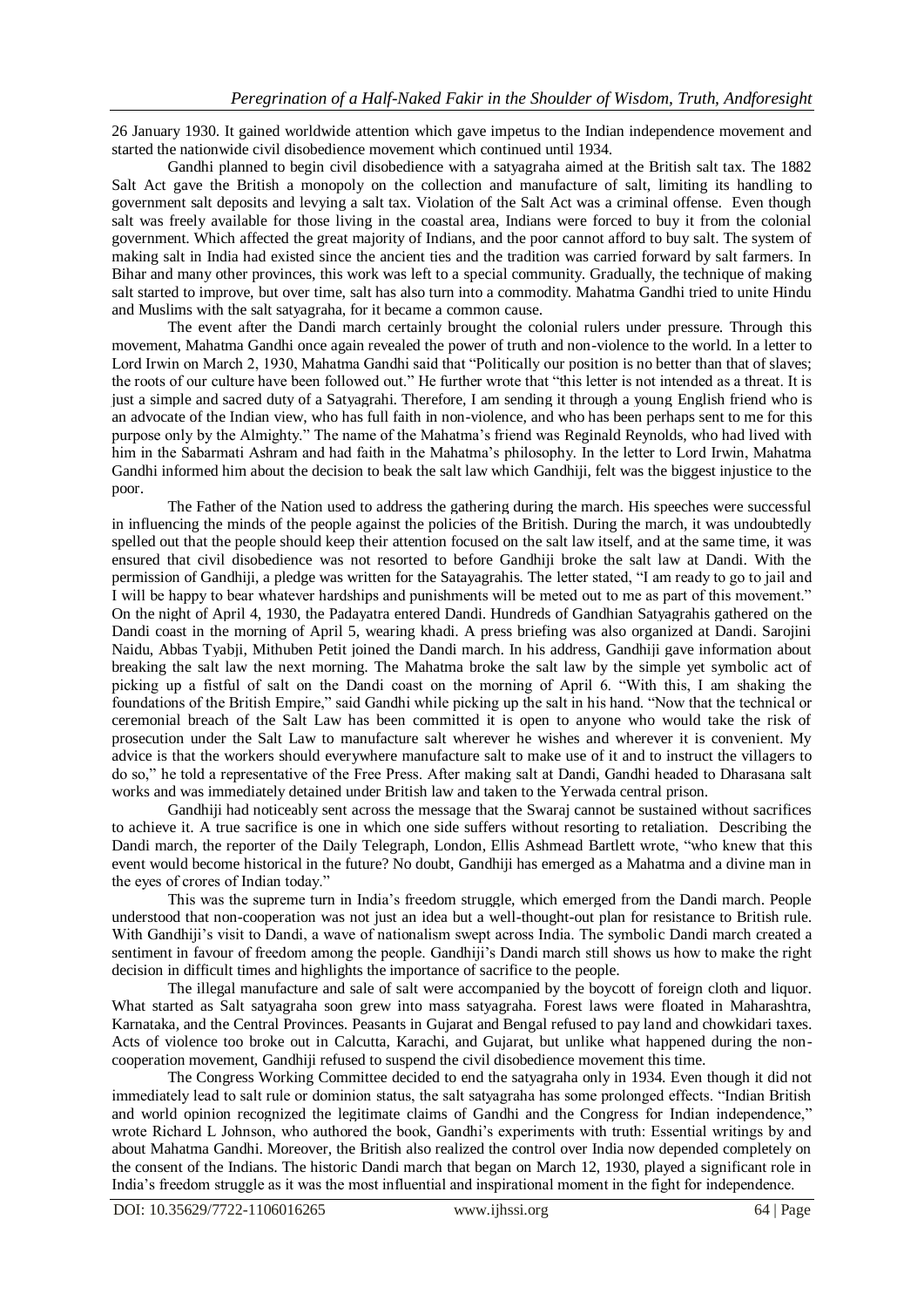26 January 1930. It gained worldwide attention which gave impetus to the Indian independence movement and started the nationwide civil disobedience movement which continued until 1934.

Gandhi planned to begin civil disobedience with a satyagraha aimed at the British salt tax. The 1882 Salt Act gave the British a monopoly on the collection and manufacture of salt, limiting its handling to government salt deposits and levying a salt tax. Violation of the Salt Act was a criminal offense. Even though salt was freely available for those living in the coastal area, Indians were forced to buy it from the colonial government. Which affected the great majority of Indians, and the poor cannot afford to buy salt. The system of making salt in India had existed since the ancient ties and the tradition was carried forward by salt farmers. In Bihar and many other provinces, this work was left to a special community. Gradually, the technique of making salt started to improve, but over time, salt has also turn into a commodity. Mahatma Gandhi tried to unite Hindu and Muslims with the salt satyagraha, for it became a common cause.

The event after the Dandi march certainly brought the colonial rulers under pressure. Through this movement, Mahatma Gandhi once again revealed the power of truth and non-violence to the world. In a letter to Lord Irwin on March 2, 1930, Mahatma Gandhi said that "Politically our position is no better than that of slaves; the roots of our culture have been followed out." He further wrote that "this letter is not intended as a threat. It is just a simple and sacred duty of a Satyagrahi. Therefore, I am sending it through a young English friend who is an advocate of the Indian view, who has full faith in non-violence, and who has been perhaps sent to me for this purpose only by the Almighty." The name of the Mahatma's friend was Reginald Reynolds, who had lived with him in the Sabarmati Ashram and had faith in the Mahatma's philosophy. In the letter to Lord Irwin, Mahatma Gandhi informed him about the decision to beak the salt law which Gandhiji, felt was the biggest injustice to the poor.

The Father of the Nation used to address the gathering during the march. His speeches were successful in influencing the minds of the people against the policies of the British. During the march, it was undoubtedly spelled out that the people should keep their attention focused on the salt law itself, and at the same time, it was ensured that civil disobedience was not resorted to before Gandhiji broke the salt law at Dandi. With the permission of Gandhiji, a pledge was written for the Satayagrahis. The letter stated, "I am ready to go to jail and I will be happy to bear whatever hardships and punishments will be meted out to me as part of this movement." On the night of April 4, 1930, the Padayatra entered Dandi. Hundreds of Gandhian Satyagrahis gathered on the Dandi coast in the morning of April 5, wearing khadi. A press briefing was also organized at Dandi. Sarojini Naidu, Abbas Tyabji, Mithuben Petit joined the Dandi march. In his address, Gandhiji gave information about breaking the salt law the next morning. The Mahatma broke the salt law by the simple yet symbolic act of picking up a fistful of salt on the Dandi coast on the morning of April 6. "With this, I am shaking the foundations of the British Empire," said Gandhi while picking up the salt in his hand. "Now that the technical or ceremonial breach of the Salt Law has been committed it is open to anyone who would take the risk of prosecution under the Salt Law to manufacture salt wherever he wishes and wherever it is convenient. My advice is that the workers should everywhere manufacture salt to make use of it and to instruct the villagers to do so," he told a representative of the Free Press. After making salt at Dandi, Gandhi headed to Dharasana salt works and was immediately detained under British law and taken to the Yerwada central prison.

Gandhiji had noticeably sent across the message that the Swaraj cannot be sustained without sacrifices to achieve it. A true sacrifice is one in which one side suffers without resorting to retaliation. Describing the Dandi march, the reporter of the Daily Telegraph, London, Ellis Ashmead Bartlett wrote, "who knew that this event would become historical in the future? No doubt, Gandhiji has emerged as a Mahatma and a divine man in the eyes of crores of Indian today."

This was the supreme turn in India's freedom struggle, which emerged from the Dandi march. People understood that non-cooperation was not just an idea but a well-thought-out plan for resistance to British rule. With Gandhiji's visit to Dandi, a wave of nationalism swept across India. The symbolic Dandi march created a sentiment in favour of freedom among the people. Gandhiji's Dandi march still shows us how to make the right decision in difficult times and highlights the importance of sacrifice to the people.

The illegal manufacture and sale of salt were accompanied by the boycott of foreign cloth and liquor. What started as Salt satyagraha soon grew into mass satyagraha. Forest laws were floated in Maharashtra, Karnataka, and the Central Provinces. Peasants in Gujarat and Bengal refused to pay land and chowkidari taxes. Acts of violence too broke out in Calcutta, Karachi, and Gujarat, but unlike what happened during the non-cooperation movement, Gandhiji refused to suspend the civil disobedience movement this time.

The Congress Working Committee decided to end the satyagraha only in 1934. Even though it did not immediately lead to salt rule or dominion status, the salt satyagraha has some prolonged effects. "Indian British and world opinion recognized the legitimate claims of Gandhi and the Congress for Indian independence," wrote Richard L Johnson, who authored the book, Gandhi's experiments with truth: Essential writings by and about Mahatma Gandhi. Moreover, the British also realized the control over India now depended completely on the consent of the Indians. The historic Dandi march that began on March 12, 1930, played a significant role in India's freedom struggle as it was the most influential and inspirational moment in the fight for independence.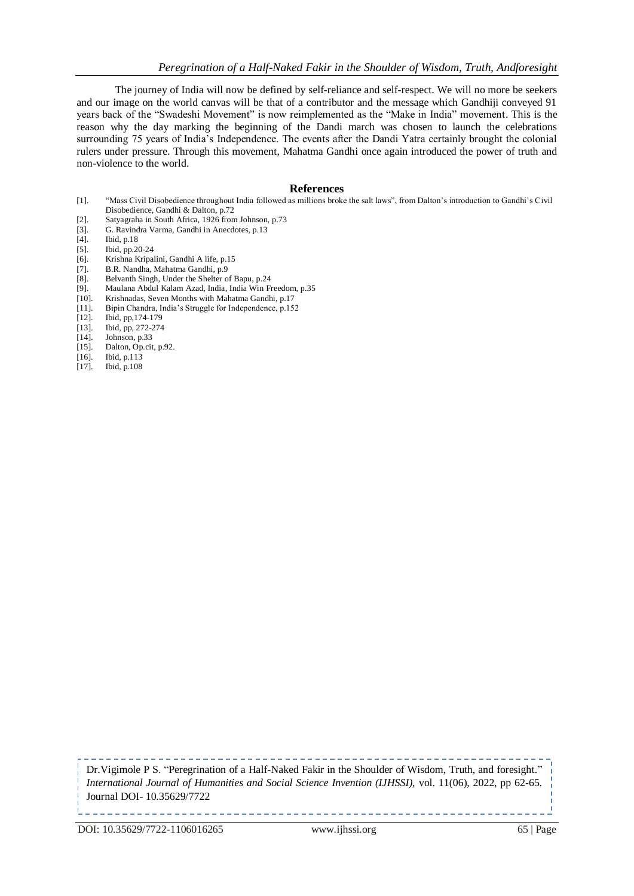The journey of India will now be defined by self-reliance and self-respect. We will no more be seekers and our image on the world canvas will be that of a contributor and the message which Gandhiji conveyed 91 years back of the "Swadeshi Movement" is now reimplemented as the "Make in India" movement. This is the reason why the day marking the beginning of the Dandi march was chosen to launch the celebrations surrounding 75 years of India's Independence. The events after the Dandi Yatra certainly brought the colonial rulers under pressure. Through this movement, Mahatma Gandhi once again introduced the power of truth and non-violence to the world.

## References

[1]. "Mass Civil Disobedience throughout India followed as millions broke the salt laws", from Dalton's introduction to Gandhi's Civil Disobedience, Gandhi & Dalton, p.72
[2]. Satyagraha in South Africa, 1926 from Johnson, p.73
[3]. G. Ravindra Varma, Gandhi in Anecdotes, p.13
[4]. Ibid, p.18
[5]. Ibid, pp.20-24
[6]. Krishna Kripalini, Gandhi A life, p.15
[7]. B.R. Nandha, Mahatma Gandhi, p.9
[8]. Belvanth Singh, Under the Shelter of Bapu, p.24
[9]. Maulana Abdul Kalam Azad, India, India Win Freedom, p.35
[10]. Krishnadas, Seven Months with Mahatma Gandhi, p.17
[11]. Bipin Chandra, India's Struggle for Independence, p.152
[12]. Ibid, pp,174-179
[13]. Ibid, pp, 272-274
[14]. Johnson, p.33
[15]. Dalton, Op.cit, p.92.
[16]. Ibid, p.113
[17]. Ibid, p.108

Dr.Vigimole P S. "Peregrination of a Half-Naked Fakir in the Shoulder of Wisdom, Truth, and foresight." *International Journal of Humanities and Social Science Invention (IJHSSI)*, vol. 11(06), 2022, pp 62-65. Journal DOI- 10.35629/7722